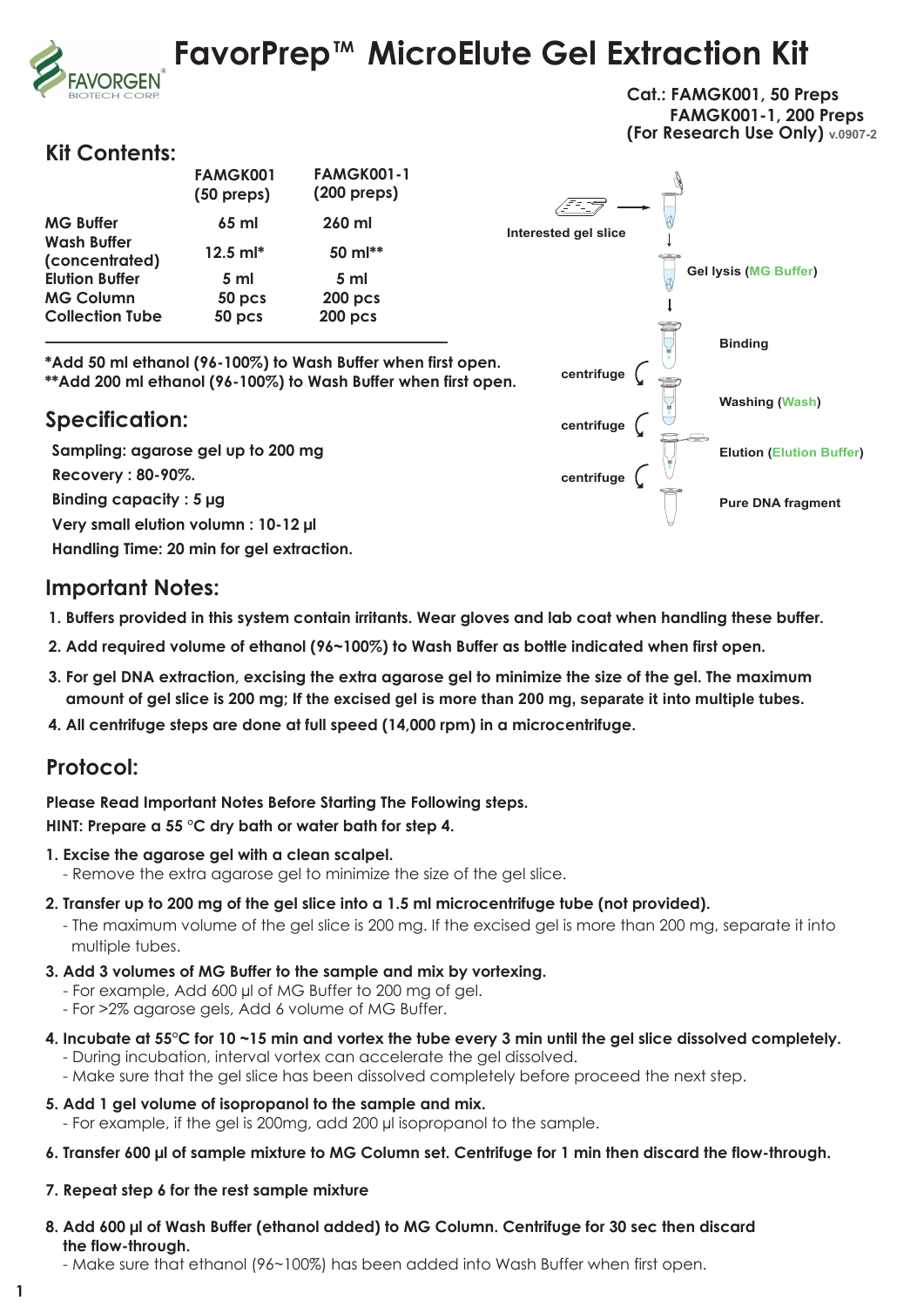# FavorPrep™ MicroElute Gel Extraction Kit

**Cat.: FAMGK001, 50 Preps**
**FAMGK001-1, 200 Preps**
**(For Research Use Only)** v.0907-2

## Kit Contents:

| | FAMGK001 (50 preps) | FAMGK001-1 (200 preps) |
|---|---|---|
| MG Buffer | 65 ml | 260 ml |
| Wash Buffer (concentrated) | 12.5 ml* | 50 ml** |
| Elution Buffer | 5 ml | 5 ml |
| MG Column | 50 pcs | 200 pcs |
| Collection Tube | 50 pcs | 200 pcs |

**\*Add 50 ml ethanol (96-100%) to Wash Buffer when first open.**
**\*\*Add 200 ml ethanol (96-100%) to Wash Buffer when first open.**

Interested gel slice → Gel lysis (MG Buffer) → Binding → centrifuge → Washing (Wash) → centrifuge → Elution (Elution Buffer) → centrifuge → Pure DNA fragment

## Specification:

**Sampling: agarose gel up to 200 mg**
**Recovery : 80-90%.**
**Binding capacity : 5 µg**
**Very small elution volumn : 10-12 µl**
**Handling Time: 20 min for gel extraction.**

## Important Notes:

1. **Buffers provided in this system contain irritants. Wear gloves and lab coat when handling these buffer.**
2. **Add required volume of ethanol (96~100%) to Wash Buffer as bottle indicated when first open.**
3. **For gel DNA extraction, excising the extra agarose gel to minimize the size of the gel. The maximum amount of gel slice is 200 mg; If the excised gel is more than 200 mg, separate it into multiple tubes.**
4. **All centrifuge steps are done at full speed (14,000 rpm) in a microcentrifuge.**

## Protocol:

**Please Read Important Notes Before Starting The Following steps.**
**HINT: Prepare a 55 °C dry bath or water bath for step 4.**

1. **Excise the agarose gel with a clean scalpel.**
   - Remove the extra agarose gel to minimize the size of the gel slice.
2. **Transfer up to 200 mg of the gel slice into a 1.5 ml microcentrifuge tube (not provided).**
   - The maximum volume of the gel slice is 200 mg. If the excised gel is more than 200 mg, separate it into multiple tubes.
3. **Add 3 volumes of MG Buffer to the sample and mix by vortexing.**
   - For example, Add 600 µl of MG Buffer to 200 mg of gel.
   - For >2% agarose gels, Add 6 volume of MG Buffer.
4. **Incubate at 55°C for 10 ~15 min and vortex the tube every 3 min until the gel slice dissolved completely.**
   - During incubation, interval vortex can accelerate the gel dissolved.
   - Make sure that the gel slice has been dissolved completely before proceed the next step.
5. **Add 1 gel volume of isopropanol to the sample and mix.**
   - For example, if the gel is 200mg, add 200 µl isopropanol to the sample.
6. **Transfer 600 µl of sample mixture to MG Column set. Centrifuge for 1 min then discard the flow-through.**
7. **Repeat step 6 for the rest sample mixture**
8. **Add 600 µl of Wash Buffer (ethanol added) to MG Column. Centrifuge for 30 sec then discard the flow-through.**
   - Make sure that ethanol (96~100%) has been added into Wash Buffer when first open.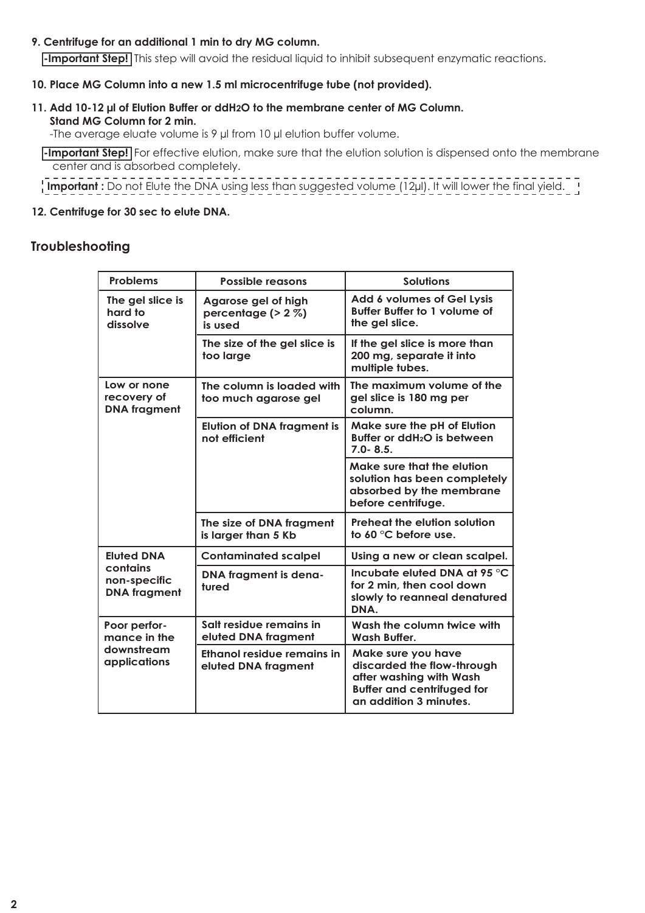**9. Centrifuge for an additional 1 min to dry MG column.**

**-Important Step!** This step will avoid the residual liquid to inhibit subsequent enzymatic reactions.

**10. Place MG Column into a new 1.5 ml microcentrifuge tube (not provided).**

**11. Add 10-12 μl of Elution Buffer or $ddH_2O$ to the membrane center of MG Column.
Stand MG Column for 2 min.**

-The average eluate volume is 9 μl from 10 μl elution buffer volume.

**-Important Step!** For effective elution, make sure that the elution solution is dispensed onto the membrane center and is absorbed completely.

**Important :** Do not Elute the DNA using less than suggested volume (12μl). It will lower the final yield.

**12. Centrifuge for 30 sec to elute DNA.**

## Troubleshooting

| Problems | Possible reasons | Solutions |
|---|---|---|
| The gel slice is hard to dissolve | Agarose gel of high percentage (> 2 %) is used | Add 6 volumes of Gel Lysis Buffer Buffer to 1 volume of the gel slice. |
| | The size of the gel slice is too large | If the gel slice is more than 200 mg, separate it into multiple tubes. |
| Low or none recovery of DNA fragment | The column is loaded with too much agarose gel | The maximum volume of the gel slice is 180 mg per column. |
| | Elution of DNA fragment is not efficient | Make sure the pH of Elution Buffer or $ddH_2O$ is between 7.0- 8.5. |
| | | Make sure that the elution solution has been completely absorbed by the membrane before centrifuge. |
| | The size of DNA fragment is larger than 5 Kb | Preheat the elution solution to 60 °C before use. |
| Eluted DNA contains non-specific DNA fragment | Contaminated scalpel | Using a new or clean scalpel. |
| | DNA fragment is denatured | Incubate eluted DNA at 95 °C for 2 min, then cool down slowly to reanneal denatured DNA. |
| Poor performance in the downstream applications | Salt residue remains in eluted DNA fragment | Wash the column twice with Wash Buffer. |
| | Ethanol residue remains in eluted DNA fragment | Make sure you have discarded the flow-through after washing with Wash Buffer and centrifuged for an addition 3 minutes. |